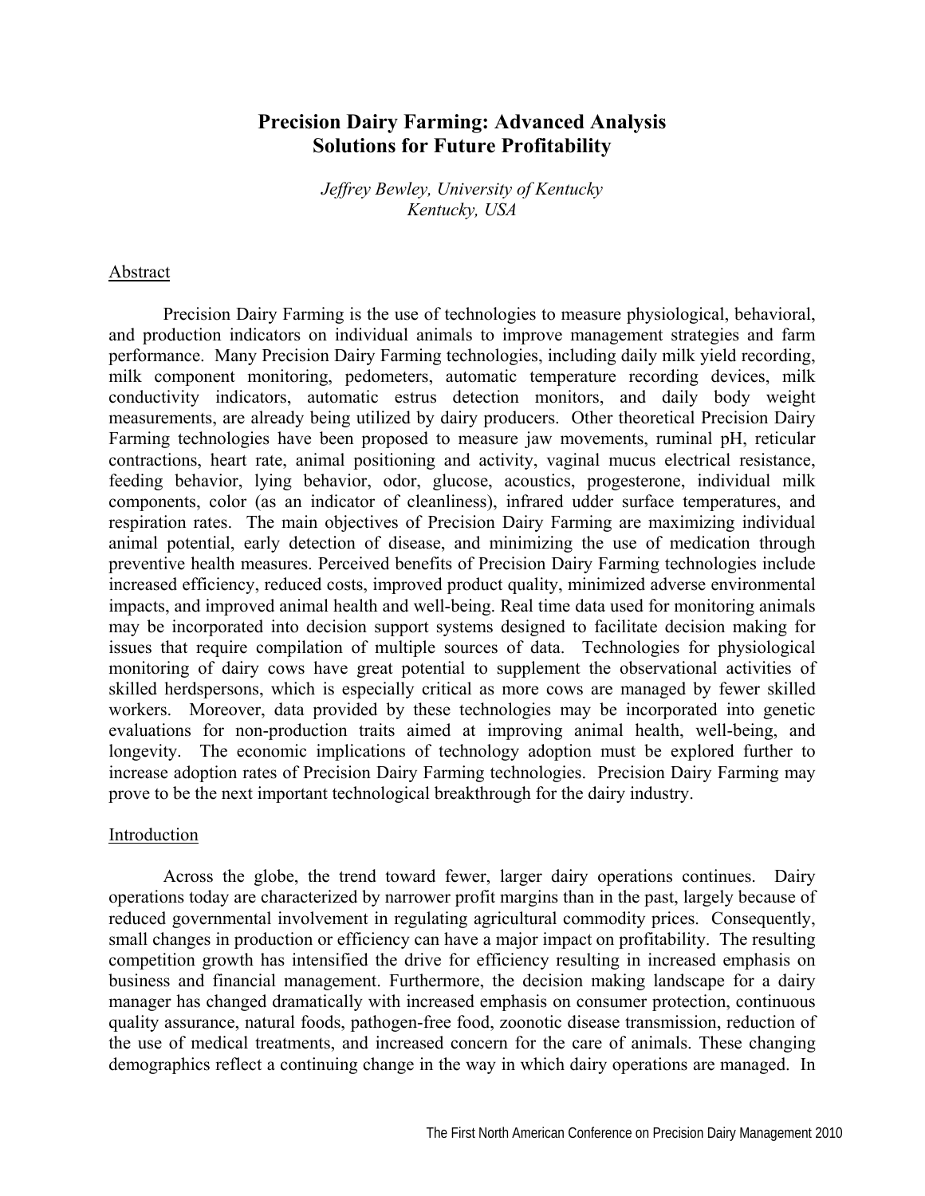# Precision Dairy Farming: Advanced Analysis Solutions for Future Profitability

*Jeffrey Bewley, University of Kentucky*
*Kentucky, USA*

## Abstract

Precision Dairy Farming is the use of technologies to measure physiological, behavioral, and production indicators on individual animals to improve management strategies and farm performance. Many Precision Dairy Farming technologies, including daily milk yield recording, milk component monitoring, pedometers, automatic temperature recording devices, milk conductivity indicators, automatic estrus detection monitors, and daily body weight measurements, are already being utilized by dairy producers. Other theoretical Precision Dairy Farming technologies have been proposed to measure jaw movements, ruminal pH, reticular contractions, heart rate, animal positioning and activity, vaginal mucus electrical resistance, feeding behavior, lying behavior, odor, glucose, acoustics, progesterone, individual milk components, color (as an indicator of cleanliness), infrared udder surface temperatures, and respiration rates. The main objectives of Precision Dairy Farming are maximizing individual animal potential, early detection of disease, and minimizing the use of medication through preventive health measures. Perceived benefits of Precision Dairy Farming technologies include increased efficiency, reduced costs, improved product quality, minimized adverse environmental impacts, and improved animal health and well-being. Real time data used for monitoring animals may be incorporated into decision support systems designed to facilitate decision making for issues that require compilation of multiple sources of data. Technologies for physiological monitoring of dairy cows have great potential to supplement the observational activities of skilled herdspersons, which is especially critical as more cows are managed by fewer skilled workers. Moreover, data provided by these technologies may be incorporated into genetic evaluations for non-production traits aimed at improving animal health, well-being, and longevity. The economic implications of technology adoption must be explored further to increase adoption rates of Precision Dairy Farming technologies. Precision Dairy Farming may prove to be the next important technological breakthrough for the dairy industry.

## Introduction

Across the globe, the trend toward fewer, larger dairy operations continues. Dairy operations today are characterized by narrower profit margins than in the past, largely because of reduced governmental involvement in regulating agricultural commodity prices. Consequently, small changes in production or efficiency can have a major impact on profitability. The resulting competition growth has intensified the drive for efficiency resulting in increased emphasis on business and financial management. Furthermore, the decision making landscape for a dairy manager has changed dramatically with increased emphasis on consumer protection, continuous quality assurance, natural foods, pathogen-free food, zoonotic disease transmission, reduction of the use of medical treatments, and increased concern for the care of animals. These changing demographics reflect a continuing change in the way in which dairy operations are managed. In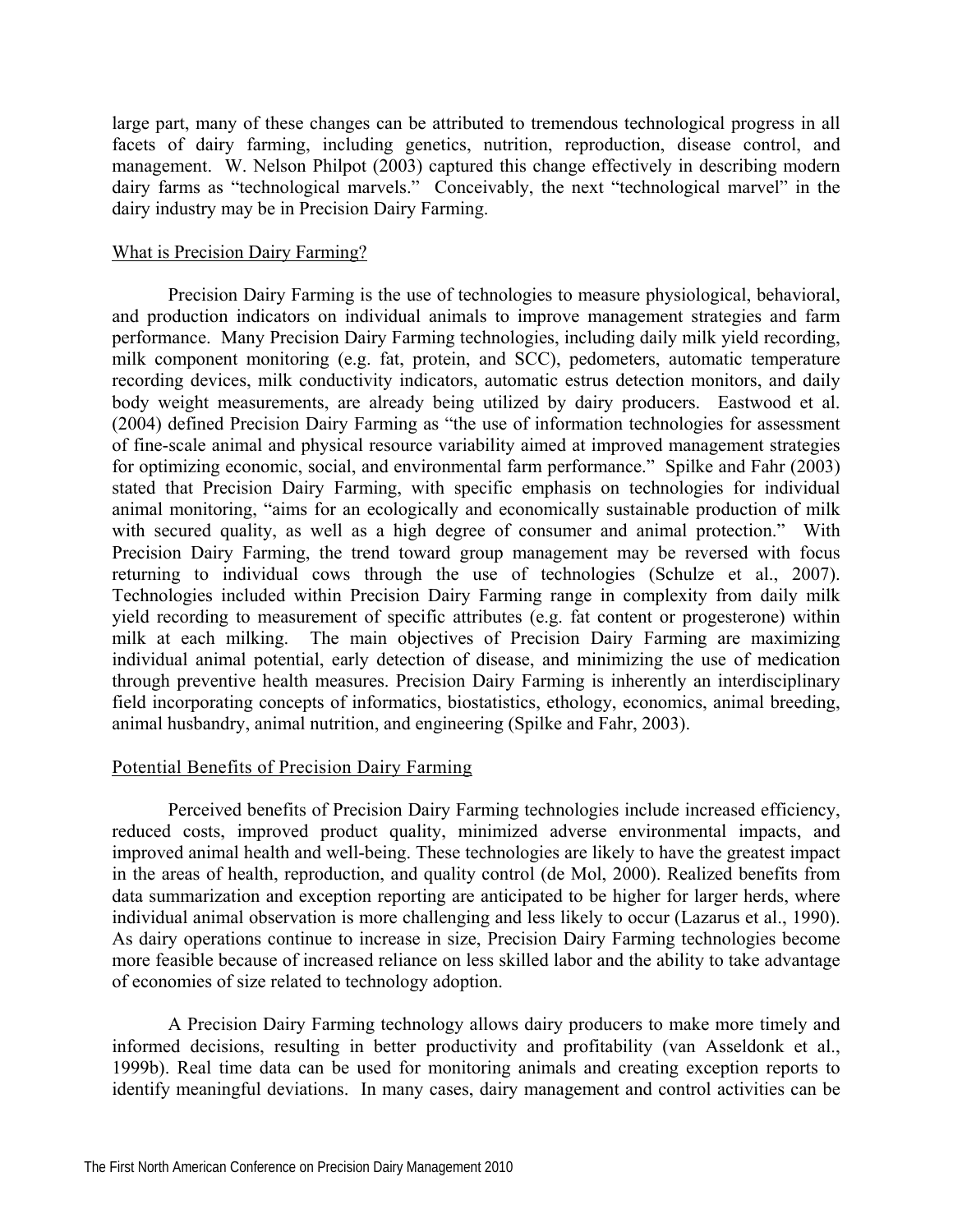large part, many of these changes can be attributed to tremendous technological progress in all facets of dairy farming, including genetics, nutrition, reproduction, disease control, and management. W. Nelson Philpot (2003) captured this change effectively in describing modern dairy farms as "technological marvels." Conceivably, the next "technological marvel" in the dairy industry may be in Precision Dairy Farming.

## What is Precision Dairy Farming?

Precision Dairy Farming is the use of technologies to measure physiological, behavioral, and production indicators on individual animals to improve management strategies and farm performance. Many Precision Dairy Farming technologies, including daily milk yield recording, milk component monitoring (e.g. fat, protein, and SCC), pedometers, automatic temperature recording devices, milk conductivity indicators, automatic estrus detection monitors, and daily body weight measurements, are already being utilized by dairy producers. Eastwood et al. (2004) defined Precision Dairy Farming as "the use of information technologies for assessment of fine-scale animal and physical resource variability aimed at improved management strategies for optimizing economic, social, and environmental farm performance." Spilke and Fahr (2003) stated that Precision Dairy Farming, with specific emphasis on technologies for individual animal monitoring, "aims for an ecologically and economically sustainable production of milk with secured quality, as well as a high degree of consumer and animal protection." With Precision Dairy Farming, the trend toward group management may be reversed with focus returning to individual cows through the use of technologies (Schulze et al., 2007). Technologies included within Precision Dairy Farming range in complexity from daily milk yield recording to measurement of specific attributes (e.g. fat content or progesterone) within milk at each milking. The main objectives of Precision Dairy Farming are maximizing individual animal potential, early detection of disease, and minimizing the use of medication through preventive health measures. Precision Dairy Farming is inherently an interdisciplinary field incorporating concepts of informatics, biostatistics, ethology, economics, animal breeding, animal husbandry, animal nutrition, and engineering (Spilke and Fahr, 2003).

## Potential Benefits of Precision Dairy Farming

Perceived benefits of Precision Dairy Farming technologies include increased efficiency, reduced costs, improved product quality, minimized adverse environmental impacts, and improved animal health and well-being. These technologies are likely to have the greatest impact in the areas of health, reproduction, and quality control (de Mol, 2000). Realized benefits from data summarization and exception reporting are anticipated to be higher for larger herds, where individual animal observation is more challenging and less likely to occur (Lazarus et al., 1990). As dairy operations continue to increase in size, Precision Dairy Farming technologies become more feasible because of increased reliance on less skilled labor and the ability to take advantage of economies of size related to technology adoption.

A Precision Dairy Farming technology allows dairy producers to make more timely and informed decisions, resulting in better productivity and profitability (van Asseldonk et al., 1999b). Real time data can be used for monitoring animals and creating exception reports to identify meaningful deviations. In many cases, dairy management and control activities can be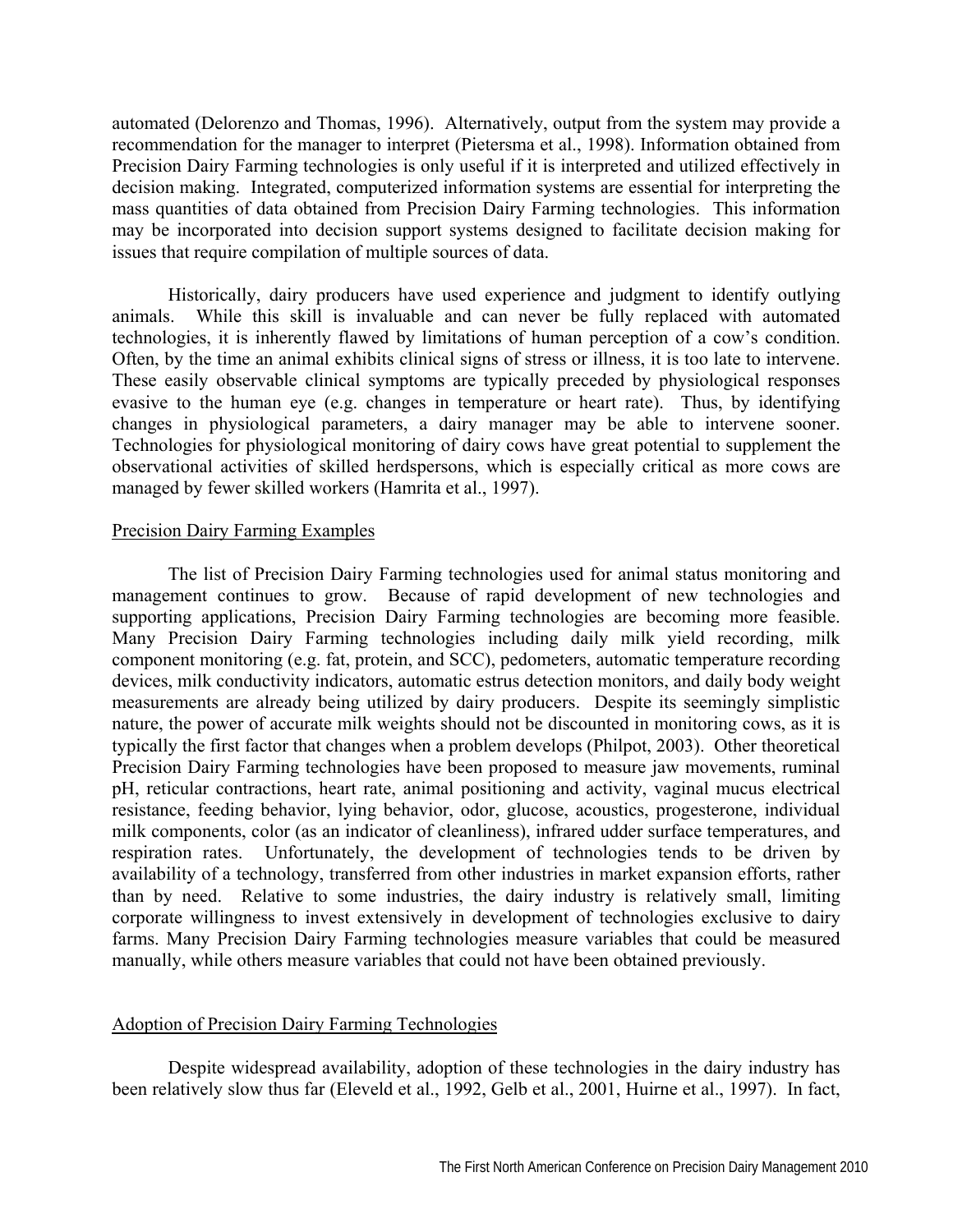automated (Delorenzo and Thomas, 1996). Alternatively, output from the system may provide a recommendation for the manager to interpret (Pietersma et al., 1998). Information obtained from Precision Dairy Farming technologies is only useful if it is interpreted and utilized effectively in decision making. Integrated, computerized information systems are essential for interpreting the mass quantities of data obtained from Precision Dairy Farming technologies. This information may be incorporated into decision support systems designed to facilitate decision making for issues that require compilation of multiple sources of data.

Historically, dairy producers have used experience and judgment to identify outlying animals. While this skill is invaluable and can never be fully replaced with automated technologies, it is inherently flawed by limitations of human perception of a cow's condition. Often, by the time an animal exhibits clinical signs of stress or illness, it is too late to intervene. These easily observable clinical symptoms are typically preceded by physiological responses evasive to the human eye (e.g. changes in temperature or heart rate). Thus, by identifying changes in physiological parameters, a dairy manager may be able to intervene sooner. Technologies for physiological monitoring of dairy cows have great potential to supplement the observational activities of skilled herdspersons, which is especially critical as more cows are managed by fewer skilled workers (Hamrita et al., 1997).

## Precision Dairy Farming Examples

The list of Precision Dairy Farming technologies used for animal status monitoring and management continues to grow. Because of rapid development of new technologies and supporting applications, Precision Dairy Farming technologies are becoming more feasible. Many Precision Dairy Farming technologies including daily milk yield recording, milk component monitoring (e.g. fat, protein, and SCC), pedometers, automatic temperature recording devices, milk conductivity indicators, automatic estrus detection monitors, and daily body weight measurements are already being utilized by dairy producers. Despite its seemingly simplistic nature, the power of accurate milk weights should not be discounted in monitoring cows, as it is typically the first factor that changes when a problem develops (Philpot, 2003). Other theoretical Precision Dairy Farming technologies have been proposed to measure jaw movements, ruminal pH, reticular contractions, heart rate, animal positioning and activity, vaginal mucus electrical resistance, feeding behavior, lying behavior, odor, glucose, acoustics, progesterone, individual milk components, color (as an indicator of cleanliness), infrared udder surface temperatures, and respiration rates. Unfortunately, the development of technologies tends to be driven by availability of a technology, transferred from other industries in market expansion efforts, rather than by need. Relative to some industries, the dairy industry is relatively small, limiting corporate willingness to invest extensively in development of technologies exclusive to dairy farms. Many Precision Dairy Farming technologies measure variables that could be measured manually, while others measure variables that could not have been obtained previously.

## Adoption of Precision Dairy Farming Technologies

Despite widespread availability, adoption of these technologies in the dairy industry has been relatively slow thus far (Eleveld et al., 1992, Gelb et al., 2001, Huirne et al., 1997). In fact,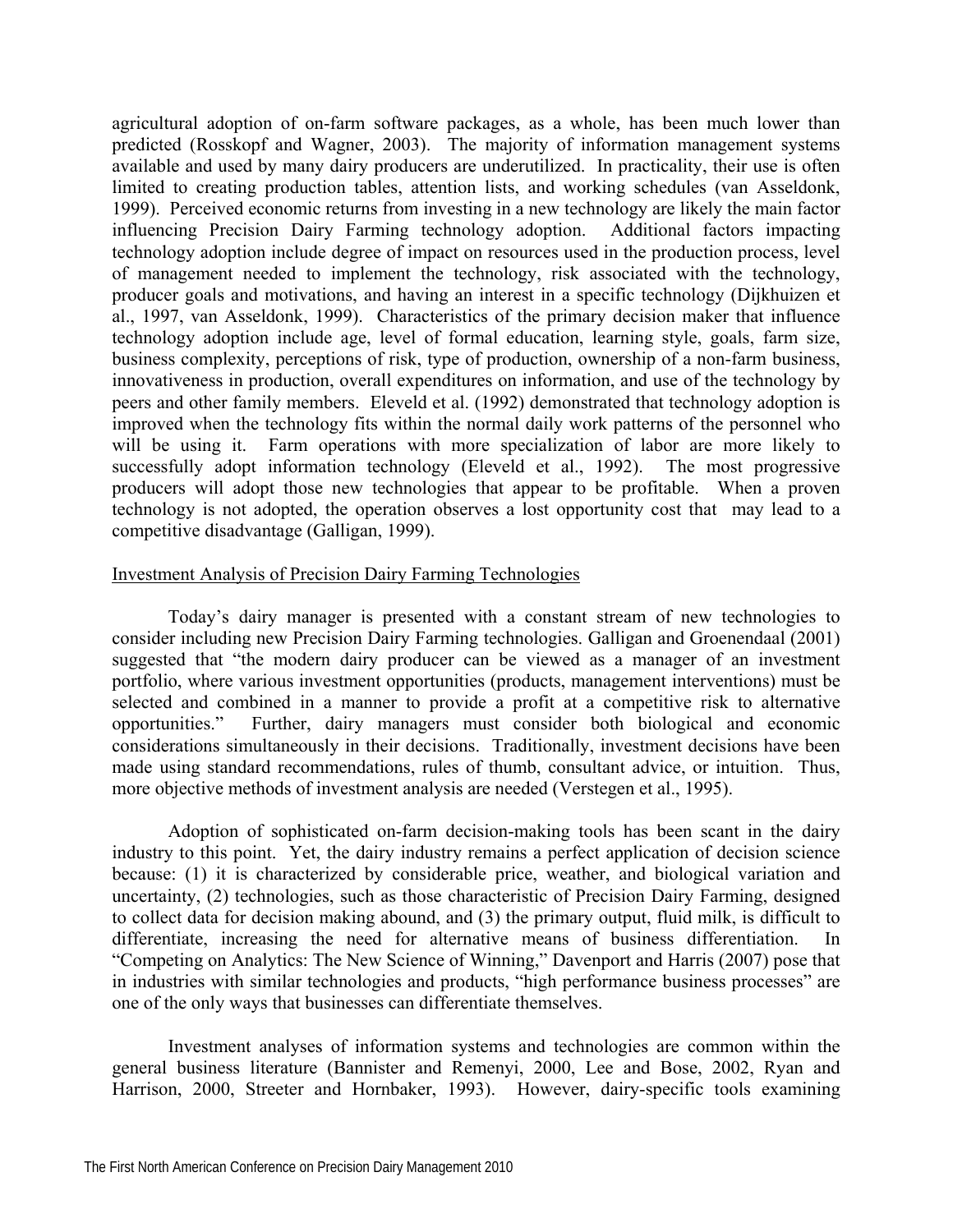agricultural adoption of on-farm software packages, as a whole, has been much lower than predicted (Rosskopf and Wagner, 2003). The majority of information management systems available and used by many dairy producers are underutilized. In practicality, their use is often limited to creating production tables, attention lists, and working schedules (van Asseldonk, 1999). Perceived economic returns from investing in a new technology are likely the main factor influencing Precision Dairy Farming technology adoption. Additional factors impacting technology adoption include degree of impact on resources used in the production process, level of management needed to implement the technology, risk associated with the technology, producer goals and motivations, and having an interest in a specific technology (Dijkhuizen et al., 1997, van Asseldonk, 1999). Characteristics of the primary decision maker that influence technology adoption include age, level of formal education, learning style, goals, farm size, business complexity, perceptions of risk, type of production, ownership of a non-farm business, innovativeness in production, overall expenditures on information, and use of the technology by peers and other family members. Eleveld et al. (1992) demonstrated that technology adoption is improved when the technology fits within the normal daily work patterns of the personnel who will be using it. Farm operations with more specialization of labor are more likely to successfully adopt information technology (Eleveld et al., 1992). The most progressive producers will adopt those new technologies that appear to be profitable. When a proven technology is not adopted, the operation observes a lost opportunity cost that may lead to a competitive disadvantage (Galligan, 1999).

## Investment Analysis of Precision Dairy Farming Technologies

Today's dairy manager is presented with a constant stream of new technologies to consider including new Precision Dairy Farming technologies. Galligan and Groenendaal (2001) suggested that "the modern dairy producer can be viewed as a manager of an investment portfolio, where various investment opportunities (products, management interventions) must be selected and combined in a manner to provide a profit at a competitive risk to alternative opportunities." Further, dairy managers must consider both biological and economic considerations simultaneously in their decisions. Traditionally, investment decisions have been made using standard recommendations, rules of thumb, consultant advice, or intuition. Thus, more objective methods of investment analysis are needed (Verstegen et al., 1995).

Adoption of sophisticated on-farm decision-making tools has been scant in the dairy industry to this point. Yet, the dairy industry remains a perfect application of decision science because: (1) it is characterized by considerable price, weather, and biological variation and uncertainty, (2) technologies, such as those characteristic of Precision Dairy Farming, designed to collect data for decision making abound, and (3) the primary output, fluid milk, is difficult to differentiate, increasing the need for alternative means of business differentiation. In "Competing on Analytics: The New Science of Winning," Davenport and Harris (2007) pose that in industries with similar technologies and products, "high performance business processes" are one of the only ways that businesses can differentiate themselves.

Investment analyses of information systems and technologies are common within the general business literature (Bannister and Remenyi, 2000, Lee and Bose, 2002, Ryan and Harrison, 2000, Streeter and Hornbaker, 1993). However, dairy-specific tools examining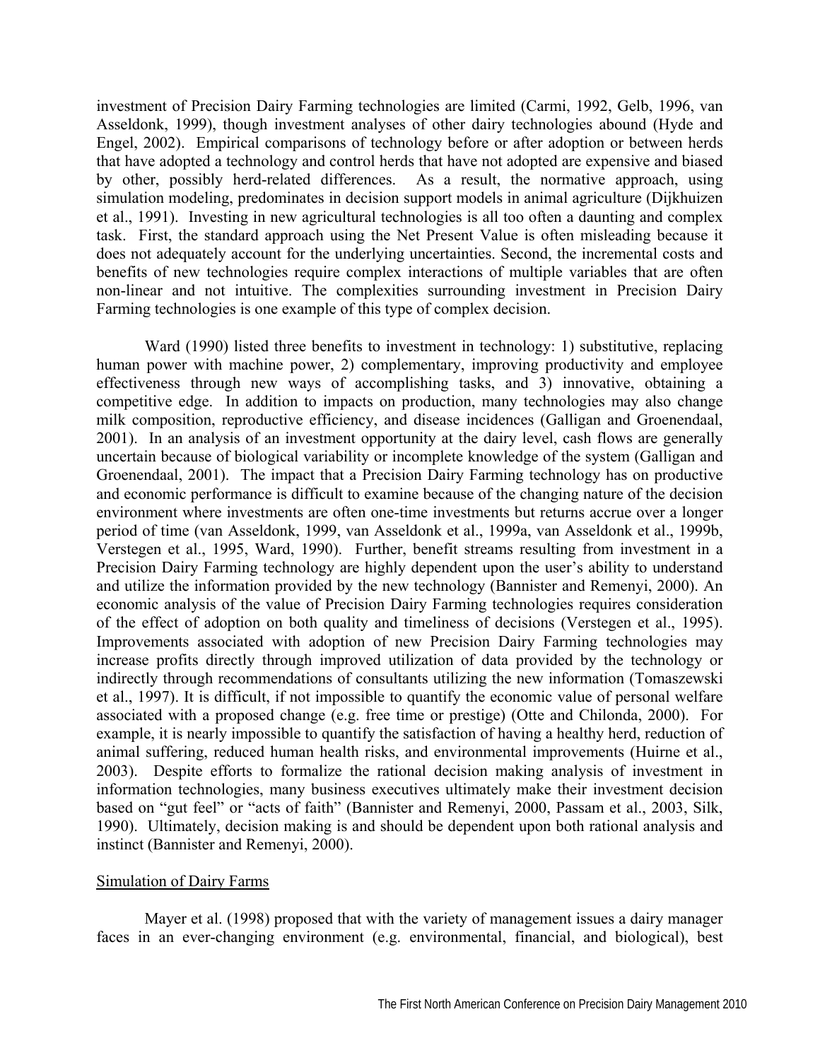investment of Precision Dairy Farming technologies are limited (Carmi, 1992, Gelb, 1996, van Asseldonk, 1999), though investment analyses of other dairy technologies abound (Hyde and Engel, 2002). Empirical comparisons of technology before or after adoption or between herds that have adopted a technology and control herds that have not adopted are expensive and biased by other, possibly herd-related differences. As a result, the normative approach, using simulation modeling, predominates in decision support models in animal agriculture (Dijkhuizen et al., 1991). Investing in new agricultural technologies is all too often a daunting and complex task. First, the standard approach using the Net Present Value is often misleading because it does not adequately account for the underlying uncertainties. Second, the incremental costs and benefits of new technologies require complex interactions of multiple variables that are often non-linear and not intuitive. The complexities surrounding investment in Precision Dairy Farming technologies is one example of this type of complex decision.

Ward (1990) listed three benefits to investment in technology: 1) substitutive, replacing human power with machine power, 2) complementary, improving productivity and employee effectiveness through new ways of accomplishing tasks, and 3) innovative, obtaining a competitive edge. In addition to impacts on production, many technologies may also change milk composition, reproductive efficiency, and disease incidences (Galligan and Groenendaal, 2001). In an analysis of an investment opportunity at the dairy level, cash flows are generally uncertain because of biological variability or incomplete knowledge of the system (Galligan and Groenendaal, 2001). The impact that a Precision Dairy Farming technology has on productive and economic performance is difficult to examine because of the changing nature of the decision environment where investments are often one-time investments but returns accrue over a longer period of time (van Asseldonk, 1999, van Asseldonk et al., 1999a, van Asseldonk et al., 1999b, Verstegen et al., 1995, Ward, 1990). Further, benefit streams resulting from investment in a Precision Dairy Farming technology are highly dependent upon the user's ability to understand and utilize the information provided by the new technology (Bannister and Remenyi, 2000). An economic analysis of the value of Precision Dairy Farming technologies requires consideration of the effect of adoption on both quality and timeliness of decisions (Verstegen et al., 1995). Improvements associated with adoption of new Precision Dairy Farming technologies may increase profits directly through improved utilization of data provided by the technology or indirectly through recommendations of consultants utilizing the new information (Tomaszewski et al., 1997). It is difficult, if not impossible to quantify the economic value of personal welfare associated with a proposed change (e.g. free time or prestige) (Otte and Chilonda, 2000). For example, it is nearly impossible to quantify the satisfaction of having a healthy herd, reduction of animal suffering, reduced human health risks, and environmental improvements (Huirne et al., 2003). Despite efforts to formalize the rational decision making analysis of investment in information technologies, many business executives ultimately make their investment decision based on "gut feel" or "acts of faith" (Bannister and Remenyi, 2000, Passam et al., 2003, Silk, 1990). Ultimately, decision making is and should be dependent upon both rational analysis and instinct (Bannister and Remenyi, 2000).

## Simulation of Dairy Farms

Mayer et al. (1998) proposed that with the variety of management issues a dairy manager faces in an ever-changing environment (e.g. environmental, financial, and biological), best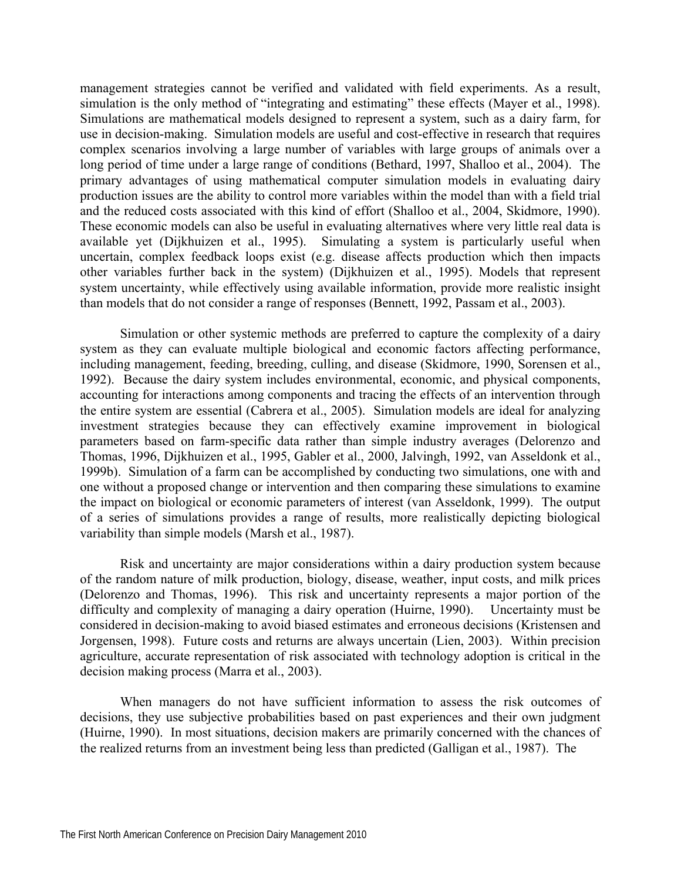management strategies cannot be verified and validated with field experiments. As a result, simulation is the only method of "integrating and estimating" these effects (Mayer et al., 1998). Simulations are mathematical models designed to represent a system, such as a dairy farm, for use in decision-making. Simulation models are useful and cost-effective in research that requires complex scenarios involving a large number of variables with large groups of animals over a long period of time under a large range of conditions (Bethard, 1997, Shalloo et al., 2004). The primary advantages of using mathematical computer simulation models in evaluating dairy production issues are the ability to control more variables within the model than with a field trial and the reduced costs associated with this kind of effort (Shalloo et al., 2004, Skidmore, 1990). These economic models can also be useful in evaluating alternatives where very little real data is available yet (Dijkhuizen et al., 1995). Simulating a system is particularly useful when uncertain, complex feedback loops exist (e.g. disease affects production which then impacts other variables further back in the system) (Dijkhuizen et al., 1995). Models that represent system uncertainty, while effectively using available information, provide more realistic insight than models that do not consider a range of responses (Bennett, 1992, Passam et al., 2003).

Simulation or other systemic methods are preferred to capture the complexity of a dairy system as they can evaluate multiple biological and economic factors affecting performance, including management, feeding, breeding, culling, and disease (Skidmore, 1990, Sorensen et al., 1992). Because the dairy system includes environmental, economic, and physical components, accounting for interactions among components and tracing the effects of an intervention through the entire system are essential (Cabrera et al., 2005). Simulation models are ideal for analyzing investment strategies because they can effectively examine improvement in biological parameters based on farm-specific data rather than simple industry averages (Delorenzo and Thomas, 1996, Dijkhuizen et al., 1995, Gabler et al., 2000, Jalvingh, 1992, van Asseldonk et al., 1999b). Simulation of a farm can be accomplished by conducting two simulations, one with and one without a proposed change or intervention and then comparing these simulations to examine the impact on biological or economic parameters of interest (van Asseldonk, 1999). The output of a series of simulations provides a range of results, more realistically depicting biological variability than simple models (Marsh et al., 1987).

Risk and uncertainty are major considerations within a dairy production system because of the random nature of milk production, biology, disease, weather, input costs, and milk prices (Delorenzo and Thomas, 1996). This risk and uncertainty represents a major portion of the difficulty and complexity of managing a dairy operation (Huirne, 1990). Uncertainty must be considered in decision-making to avoid biased estimates and erroneous decisions (Kristensen and Jorgensen, 1998). Future costs and returns are always uncertain (Lien, 2003). Within precision agriculture, accurate representation of risk associated with technology adoption is critical in the decision making process (Marra et al., 2003).

When managers do not have sufficient information to assess the risk outcomes of decisions, they use subjective probabilities based on past experiences and their own judgment (Huirne, 1990). In most situations, decision makers are primarily concerned with the chances of the realized returns from an investment being less than predicted (Galligan et al., 1987). The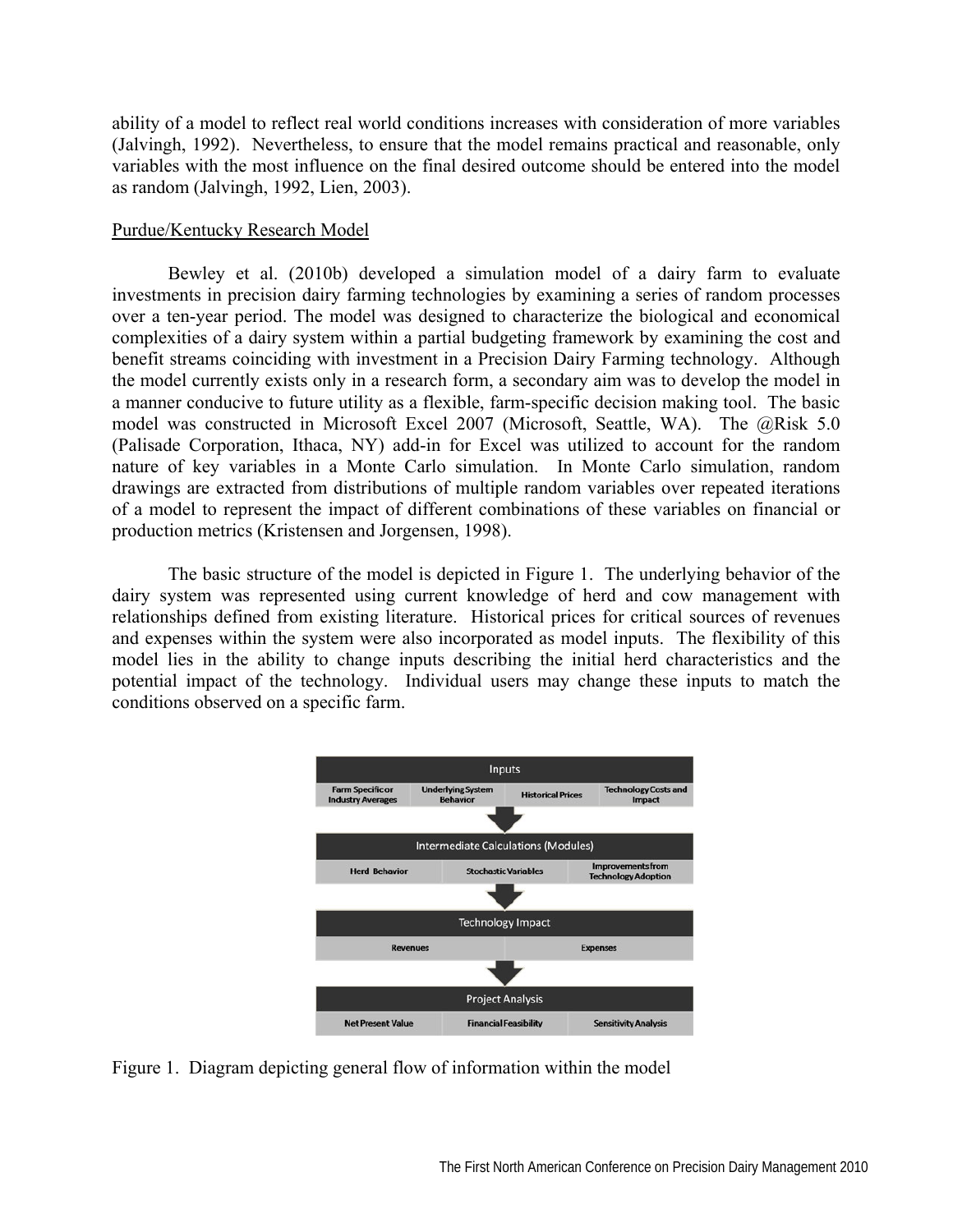ability of a model to reflect real world conditions increases with consideration of more variables (Jalvingh, 1992). Nevertheless, to ensure that the model remains practical and reasonable, only variables with the most influence on the final desired outcome should be entered into the model as random (Jalvingh, 1992, Lien, 2003).

### Purdue/Kentucky Research Model

Bewley et al. (2010b) developed a simulation model of a dairy farm to evaluate investments in precision dairy farming technologies by examining a series of random processes over a ten-year period. The model was designed to characterize the biological and economical complexities of a dairy system within a partial budgeting framework by examining the cost and benefit streams coinciding with investment in a Precision Dairy Farming technology. Although the model currently exists only in a research form, a secondary aim was to develop the model in a manner conducive to future utility as a flexible, farm-specific decision making tool. The basic model was constructed in Microsoft Excel 2007 (Microsoft, Seattle, WA). The @Risk 5.0 (Palisade Corporation, Ithaca, NY) add-in for Excel was utilized to account for the random nature of key variables in a Monte Carlo simulation. In Monte Carlo simulation, random drawings are extracted from distributions of multiple random variables over repeated iterations of a model to represent the impact of different combinations of these variables on financial or production metrics (Kristensen and Jorgensen, 1998).

The basic structure of the model is depicted in Figure 1. The underlying behavior of the dairy system was represented using current knowledge of herd and cow management with relationships defined from existing literature. Historical prices for critical sources of revenues and expenses within the system were also incorporated as model inputs. The flexibility of this model lies in the ability to change inputs describing the initial herd characteristics and the potential impact of the technology. Individual users may change these inputs to match the conditions observed on a specific farm.

Figure 1. Diagram depicting general flow of information within the model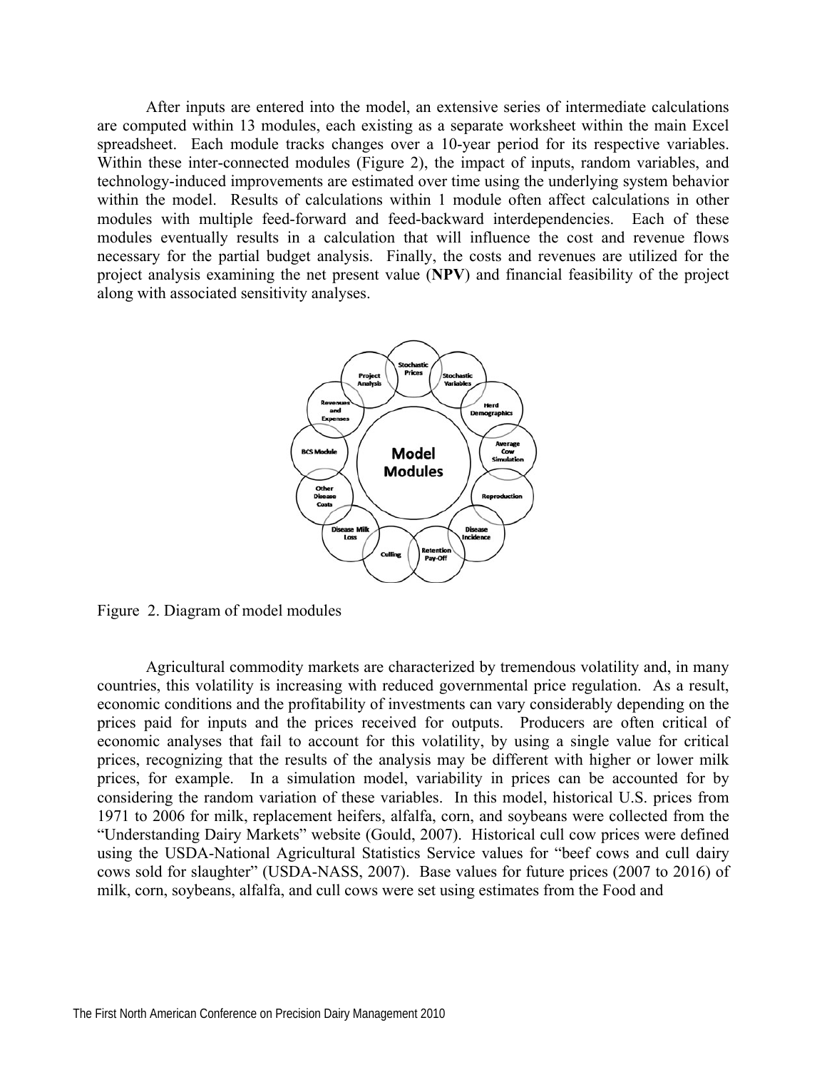After inputs are entered into the model, an extensive series of intermediate calculations are computed within 13 modules, each existing as a separate worksheet within the main Excel spreadsheet. Each module tracks changes over a 10-year period for its respective variables. Within these inter-connected modules (Figure 2), the impact of inputs, random variables, and technology-induced improvements are estimated over time using the underlying system behavior within the model. Results of calculations within 1 module often affect calculations in other modules with multiple feed-forward and feed-backward interdependencies. Each of these modules eventually results in a calculation that will influence the cost and revenue flows necessary for the partial budget analysis. Finally, the costs and revenues are utilized for the project analysis examining the net present value (**NPV**) and financial feasibility of the project along with associated sensitivity analyses.

Figure 2. Diagram of model modules

Agricultural commodity markets are characterized by tremendous volatility and, in many countries, this volatility is increasing with reduced governmental price regulation. As a result, economic conditions and the profitability of investments can vary considerably depending on the prices paid for inputs and the prices received for outputs. Producers are often critical of economic analyses that fail to account for this volatility, by using a single value for critical prices, recognizing that the results of the analysis may be different with higher or lower milk prices, for example. In a simulation model, variability in prices can be accounted for by considering the random variation of these variables. In this model, historical U.S. prices from 1971 to 2006 for milk, replacement heifers, alfalfa, corn, and soybeans were collected from the "Understanding Dairy Markets" website (Gould, 2007). Historical cull cow prices were defined using the USDA-National Agricultural Statistics Service values for "beef cows and cull dairy cows sold for slaughter" (USDA-NASS, 2007). Base values for future prices (2007 to 2016) of milk, corn, soybeans, alfalfa, and cull cows were set using estimates from the Food and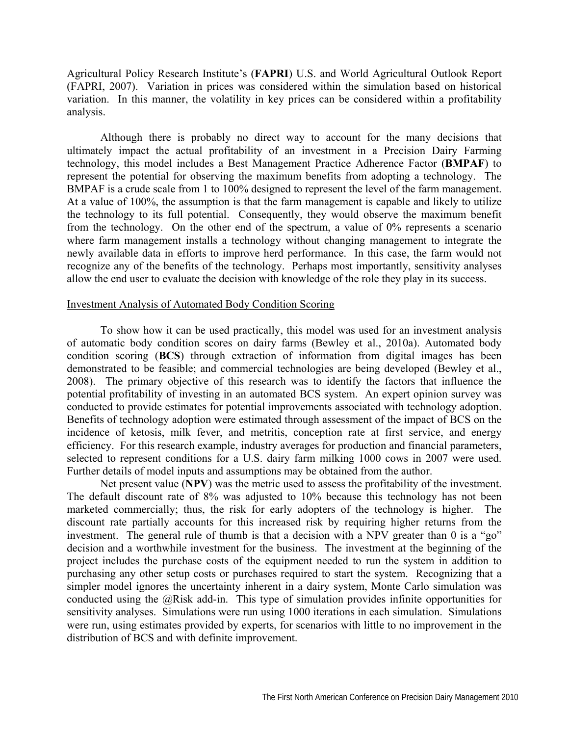Agricultural Policy Research Institute's (**FAPRI**) U.S. and World Agricultural Outlook Report (FAPRI, 2007). Variation in prices was considered within the simulation based on historical variation. In this manner, the volatility in key prices can be considered within a profitability analysis.

Although there is probably no direct way to account for the many decisions that ultimately impact the actual profitability of an investment in a Precision Dairy Farming technology, this model includes a Best Management Practice Adherence Factor (**BMPAF**) to represent the potential for observing the maximum benefits from adopting a technology. The BMPAF is a crude scale from 1 to 100% designed to represent the level of the farm management. At a value of 100%, the assumption is that the farm management is capable and likely to utilize the technology to its full potential. Consequently, they would observe the maximum benefit from the technology. On the other end of the spectrum, a value of 0% represents a scenario where farm management installs a technology without changing management to integrate the newly available data in efforts to improve herd performance. In this case, the farm would not recognize any of the benefits of the technology. Perhaps most importantly, sensitivity analyses allow the end user to evaluate the decision with knowledge of the role they play in its success.

<u>Investment Analysis of Automated Body Condition Scoring</u>

To show how it can be used practically, this model was used for an investment analysis of automatic body condition scores on dairy farms (Bewley et al., 2010a). Automated body condition scoring (**BCS**) through extraction of information from digital images has been demonstrated to be feasible; and commercial technologies are being developed (Bewley et al., 2008). The primary objective of this research was to identify the factors that influence the potential profitability of investing in an automated BCS system. An expert opinion survey was conducted to provide estimates for potential improvements associated with technology adoption. Benefits of technology adoption were estimated through assessment of the impact of BCS on the incidence of ketosis, milk fever, and metritis, conception rate at first service, and energy efficiency. For this research example, industry averages for production and financial parameters, selected to represent conditions for a U.S. dairy farm milking 1000 cows in 2007 were used. Further details of model inputs and assumptions may be obtained from the author.

Net present value (**NPV**) was the metric used to assess the profitability of the investment. The default discount rate of 8% was adjusted to 10% because this technology has not been marketed commercially; thus, the risk for early adopters of the technology is higher. The discount rate partially accounts for this increased risk by requiring higher returns from the investment. The general rule of thumb is that a decision with a NPV greater than 0 is a "go" decision and a worthwhile investment for the business. The investment at the beginning of the project includes the purchase costs of the equipment needed to run the system in addition to purchasing any other setup costs or purchases required to start the system. Recognizing that a simpler model ignores the uncertainty inherent in a dairy system, Monte Carlo simulation was conducted using the @Risk add-in. This type of simulation provides infinite opportunities for sensitivity analyses. Simulations were run using 1000 iterations in each simulation. Simulations were run, using estimates provided by experts, for scenarios with little to no improvement in the distribution of BCS and with definite improvement.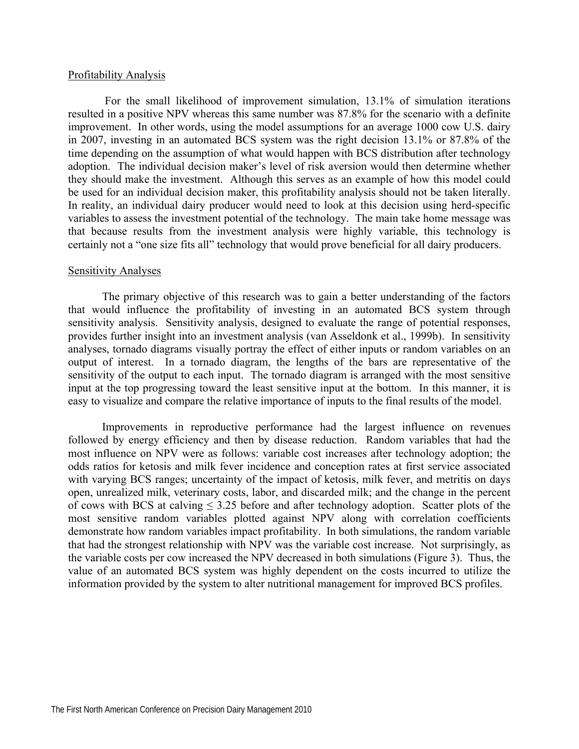## Profitability Analysis

For the small likelihood of improvement simulation, 13.1% of simulation iterations resulted in a positive NPV whereas this same number was 87.8% for the scenario with a definite improvement. In other words, using the model assumptions for an average 1000 cow U.S. dairy in 2007, investing in an automated BCS system was the right decision 13.1% or 87.8% of the time depending on the assumption of what would happen with BCS distribution after technology adoption. The individual decision maker's level of risk aversion would then determine whether they should make the investment. Although this serves as an example of how this model could be used for an individual decision maker, this profitability analysis should not be taken literally. In reality, an individual dairy producer would need to look at this decision using herd-specific variables to assess the investment potential of the technology. The main take home message was that because results from the investment analysis were highly variable, this technology is certainly not a "one size fits all" technology that would prove beneficial for all dairy producers.

## Sensitivity Analyses

The primary objective of this research was to gain a better understanding of the factors that would influence the profitability of investing in an automated BCS system through sensitivity analysis. Sensitivity analysis, designed to evaluate the range of potential responses, provides further insight into an investment analysis (van Asseldonk et al., 1999b). In sensitivity analyses, tornado diagrams visually portray the effect of either inputs or random variables on an output of interest. In a tornado diagram, the lengths of the bars are representative of the sensitivity of the output to each input. The tornado diagram is arranged with the most sensitive input at the top progressing toward the least sensitive input at the bottom. In this manner, it is easy to visualize and compare the relative importance of inputs to the final results of the model.

Improvements in reproductive performance had the largest influence on revenues followed by energy efficiency and then by disease reduction. Random variables that had the most influence on NPV were as follows: variable cost increases after technology adoption; the odds ratios for ketosis and milk fever incidence and conception rates at first service associated with varying BCS ranges; uncertainty of the impact of ketosis, milk fever, and metritis on days open, unrealized milk, veterinary costs, labor, and discarded milk; and the change in the percent of cows with BCS at calving $\leq 3.25$ before and after technology adoption. Scatter plots of the most sensitive random variables plotted against NPV along with correlation coefficients demonstrate how random variables impact profitability. In both simulations, the random variable that had the strongest relationship with NPV was the variable cost increase. Not surprisingly, as the variable costs per cow increased the NPV decreased in both simulations (Figure 3). Thus, the value of an automated BCS system was highly dependent on the costs incurred to utilize the information provided by the system to alter nutritional management for improved BCS profiles.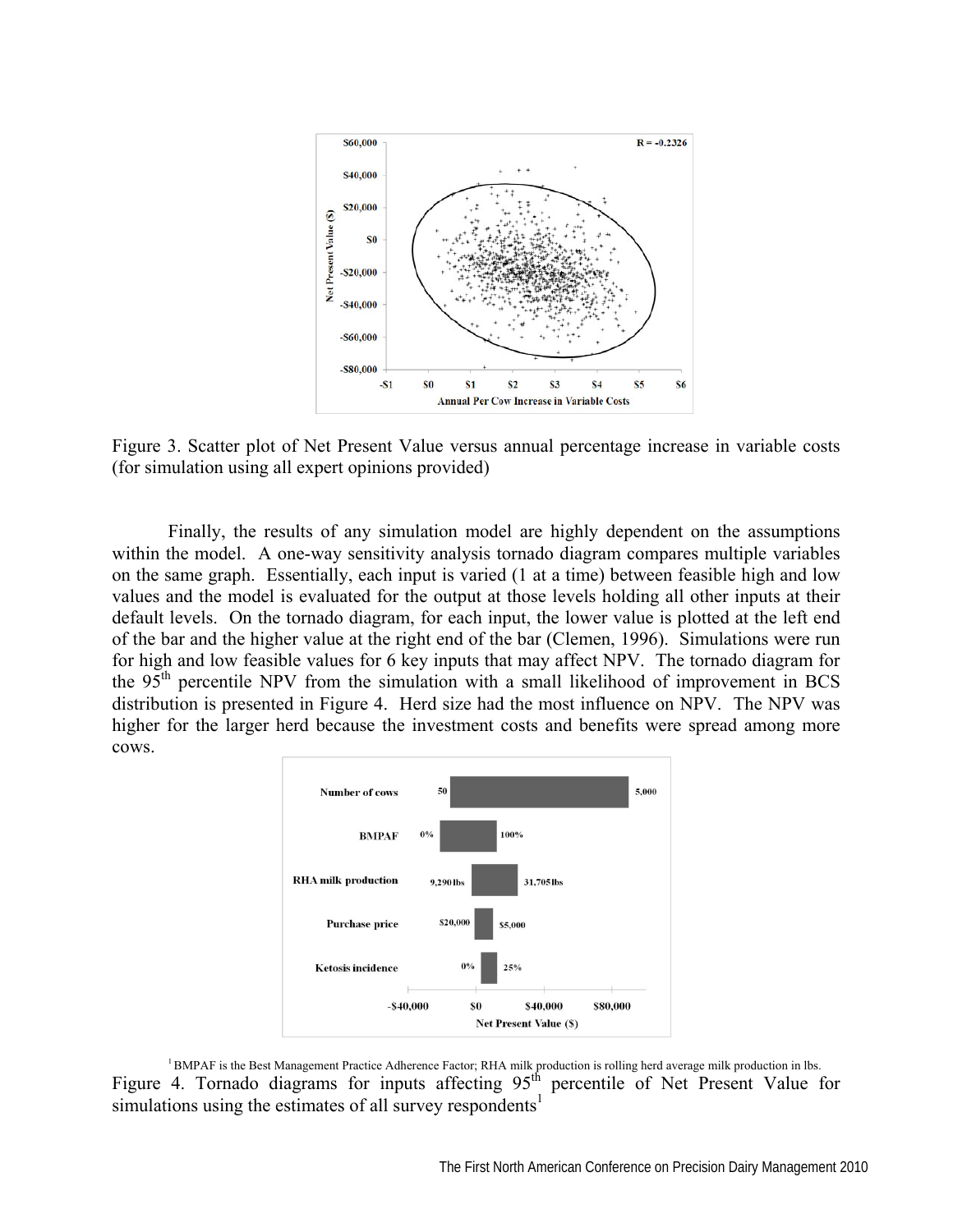Figure 3. Scatter plot of Net Present Value versus annual percentage increase in variable costs (for simulation using all expert opinions provided)

Finally, the results of any simulation model are highly dependent on the assumptions within the model. A one-way sensitivity analysis tornado diagram compares multiple variables on the same graph. Essentially, each input is varied (1 at a time) between feasible high and low values and the model is evaluated for the output at those levels holding all other inputs at their default levels. On the tornado diagram, for each input, the lower value is plotted at the left end of the bar and the higher value at the right end of the bar (Clemen, 1996). Simulations were run for high and low feasible values for 6 key inputs that may affect NPV. The tornado diagram for the 95th percentile NPV from the simulation with a small likelihood of improvement in BCS distribution is presented in Figure 4. Herd size had the most influence on NPV. The NPV was higher for the larger herd because the investment costs and benefits were spread among more cows.

[1] BMPAF is the Best Management Practice Adherence Factor; RHA milk production is rolling herd average milk production in lbs.

Figure 4. Tornado diagrams for inputs affecting 95th percentile of Net Present Value for simulations using the estimates of all survey respondents[1]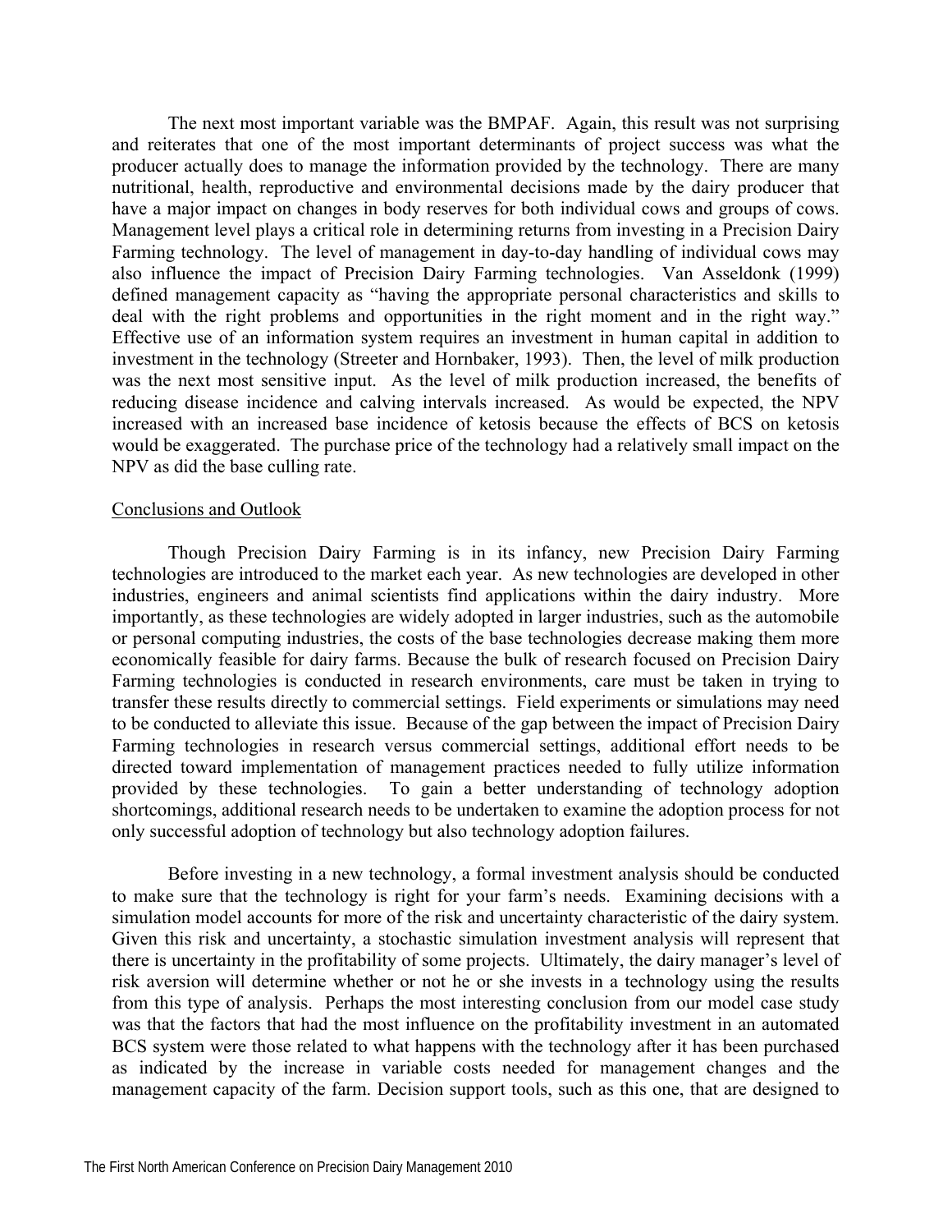The next most important variable was the BMPAF. Again, this result was not surprising and reiterates that one of the most important determinants of project success was what the producer actually does to manage the information provided by the technology. There are many nutritional, health, reproductive and environmental decisions made by the dairy producer that have a major impact on changes in body reserves for both individual cows and groups of cows. Management level plays a critical role in determining returns from investing in a Precision Dairy Farming technology. The level of management in day-to-day handling of individual cows may also influence the impact of Precision Dairy Farming technologies. Van Asseldonk (1999) defined management capacity as "having the appropriate personal characteristics and skills to deal with the right problems and opportunities in the right moment and in the right way." Effective use of an information system requires an investment in human capital in addition to investment in the technology (Streeter and Hornbaker, 1993). Then, the level of milk production was the next most sensitive input. As the level of milk production increased, the benefits of reducing disease incidence and calving intervals increased. As would be expected, the NPV increased with an increased base incidence of ketosis because the effects of BCS on ketosis would be exaggerated. The purchase price of the technology had a relatively small impact on the NPV as did the base culling rate.

## Conclusions and Outlook

Though Precision Dairy Farming is in its infancy, new Precision Dairy Farming technologies are introduced to the market each year. As new technologies are developed in other industries, engineers and animal scientists find applications within the dairy industry. More importantly, as these technologies are widely adopted in larger industries, such as the automobile or personal computing industries, the costs of the base technologies decrease making them more economically feasible for dairy farms. Because the bulk of research focused on Precision Dairy Farming technologies is conducted in research environments, care must be taken in trying to transfer these results directly to commercial settings. Field experiments or simulations may need to be conducted to alleviate this issue. Because of the gap between the impact of Precision Dairy Farming technologies in research versus commercial settings, additional effort needs to be directed toward implementation of management practices needed to fully utilize information provided by these technologies. To gain a better understanding of technology adoption shortcomings, additional research needs to be undertaken to examine the adoption process for not only successful adoption of technology but also technology adoption failures.

Before investing in a new technology, a formal investment analysis should be conducted to make sure that the technology is right for your farm's needs. Examining decisions with a simulation model accounts for more of the risk and uncertainty characteristic of the dairy system. Given this risk and uncertainty, a stochastic simulation investment analysis will represent that there is uncertainty in the profitability of some projects. Ultimately, the dairy manager's level of risk aversion will determine whether or not he or she invests in a technology using the results from this type of analysis. Perhaps the most interesting conclusion from our model case study was that the factors that had the most influence on the profitability investment in an automated BCS system were those related to what happens with the technology after it has been purchased as indicated by the increase in variable costs needed for management changes and the management capacity of the farm. Decision support tools, such as this one, that are designed to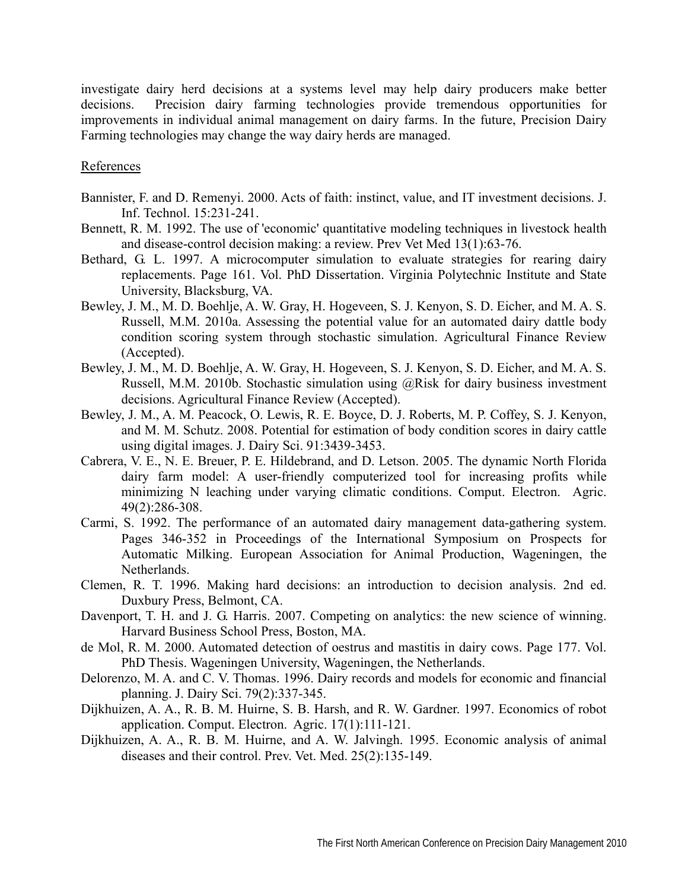investigate dairy herd decisions at a systems level may help dairy producers make better decisions. Precision dairy farming technologies provide tremendous opportunities for improvements in individual animal management on dairy farms. In the future, Precision Dairy Farming technologies may change the way dairy herds are managed.

## References

Bannister, F. and D. Remenyi. 2000. Acts of faith: instinct, value, and IT investment decisions. J. Inf. Technol. 15:231-241.

Bennett, R. M. 1992. The use of 'economic' quantitative modeling techniques in livestock health and disease-control decision making: a review. Prev Vet Med 13(1):63-76.

Bethard, G. L. 1997. A microcomputer simulation to evaluate strategies for rearing dairy replacements. Page 161. Vol. PhD Dissertation. Virginia Polytechnic Institute and State University, Blacksburg, VA.

Bewley, J. M., M. D. Boehlje, A. W. Gray, H. Hogeveen, S. J. Kenyon, S. D. Eicher, and M. A. S. Russell, M.M. 2010a. Assessing the potential value for an automated dairy dattle body condition scoring system through stochastic simulation. Agricultural Finance Review (Accepted).

Bewley, J. M., M. D. Boehlje, A. W. Gray, H. Hogeveen, S. J. Kenyon, S. D. Eicher, and M. A. S. Russell, M.M. 2010b. Stochastic simulation using @Risk for dairy business investment decisions. Agricultural Finance Review (Accepted).

Bewley, J. M., A. M. Peacock, O. Lewis, R. E. Boyce, D. J. Roberts, M. P. Coffey, S. J. Kenyon, and M. M. Schutz. 2008. Potential for estimation of body condition scores in dairy cattle using digital images. J. Dairy Sci. 91:3439-3453.

Cabrera, V. E., N. E. Breuer, P. E. Hildebrand, and D. Letson. 2005. The dynamic North Florida dairy farm model: A user-friendly computerized tool for increasing profits while minimizing N leaching under varying climatic conditions. Comput. Electron. Agric. 49(2):286-308.

Carmi, S. 1992. The performance of an automated dairy management data-gathering system. Pages 346-352 in Proceedings of the International Symposium on Prospects for Automatic Milking. European Association for Animal Production, Wageningen, the Netherlands.

Clemen, R. T. 1996. Making hard decisions: an introduction to decision analysis. 2nd ed. Duxbury Press, Belmont, CA.

Davenport, T. H. and J. G. Harris. 2007. Competing on analytics: the new science of winning. Harvard Business School Press, Boston, MA.

de Mol, R. M. 2000. Automated detection of oestrus and mastitis in dairy cows. Page 177. Vol. PhD Thesis. Wageningen University, Wageningen, the Netherlands.

Delorenzo, M. A. and C. V. Thomas. 1996. Dairy records and models for economic and financial planning. J. Dairy Sci. 79(2):337-345.

Dijkhuizen, A. A., R. B. M. Huirne, S. B. Harsh, and R. W. Gardner. 1997. Economics of robot application. Comput. Electron. Agric. 17(1):111-121.

Dijkhuizen, A. A., R. B. M. Huirne, and A. W. Jalvingh. 1995. Economic analysis of animal diseases and their control. Prev. Vet. Med. 25(2):135-149.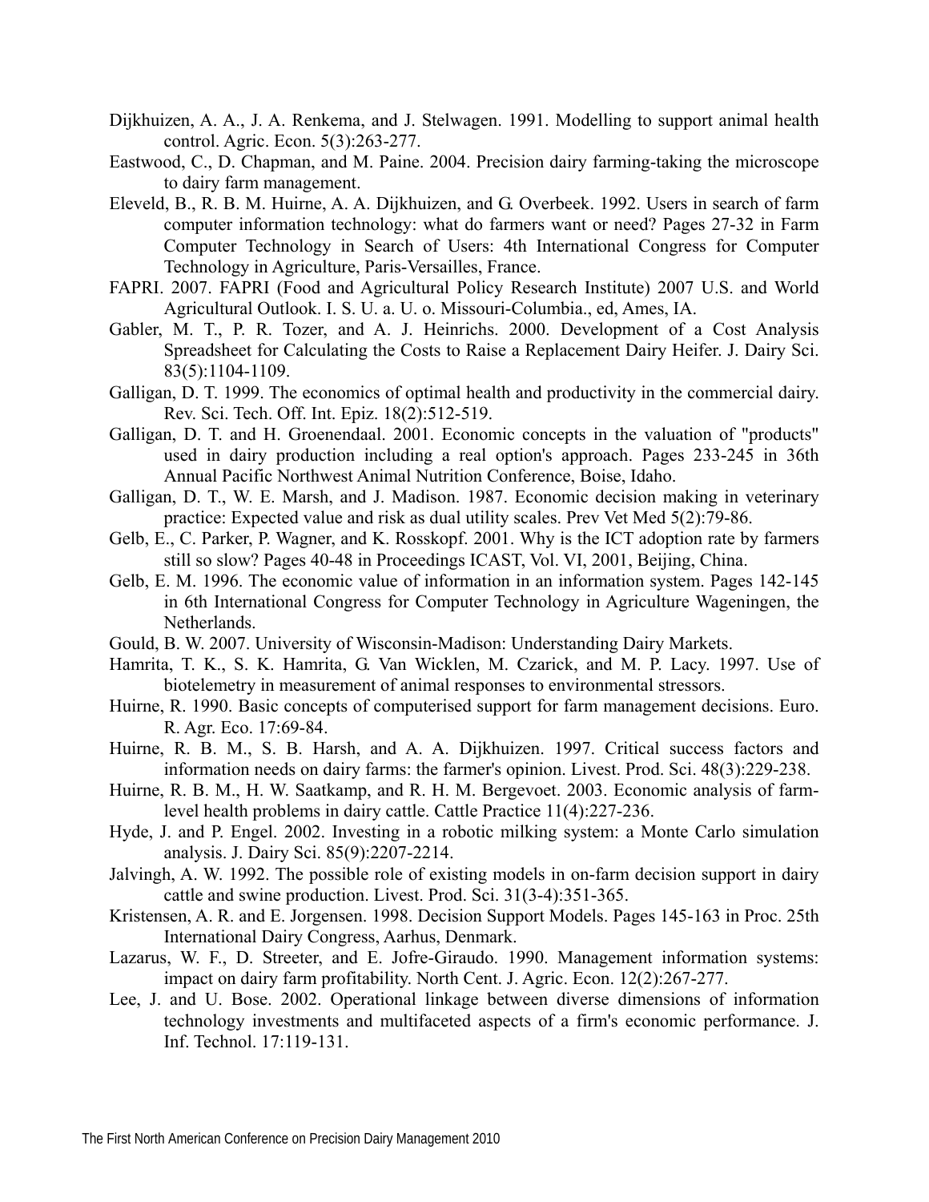Dijkhuizen, A. A., J. A. Renkema, and J. Stelwagen. 1991. Modelling to support animal health control. Agric. Econ. 5(3):263-277.

Eastwood, C., D. Chapman, and M. Paine. 2004. Precision dairy farming-taking the microscope to dairy farm management.

Eleveld, B., R. B. M. Huirne, A. A. Dijkhuizen, and G. Overbeek. 1992. Users in search of farm computer information technology: what do farmers want or need? Pages 27-32 in Farm Computer Technology in Search of Users: 4th International Congress for Computer Technology in Agriculture, Paris-Versailles, France.

FAPRI. 2007. FAPRI (Food and Agricultural Policy Research Institute) 2007 U.S. and World Agricultural Outlook. I. S. U. a. U. o. Missouri-Columbia., ed, Ames, IA.

Gabler, M. T., P. R. Tozer, and A. J. Heinrichs. 2000. Development of a Cost Analysis Spreadsheet for Calculating the Costs to Raise a Replacement Dairy Heifer. J. Dairy Sci. 83(5):1104-1109.

Galligan, D. T. 1999. The economics of optimal health and productivity in the commercial dairy. Rev. Sci. Tech. Off. Int. Epiz. 18(2):512-519.

Galligan, D. T. and H. Groenendaal. 2001. Economic concepts in the valuation of "products" used in dairy production including a real option's approach. Pages 233-245 in 36th Annual Pacific Northwest Animal Nutrition Conference, Boise, Idaho.

Galligan, D. T., W. E. Marsh, and J. Madison. 1987. Economic decision making in veterinary practice: Expected value and risk as dual utility scales. Prev Vet Med 5(2):79-86.

Gelb, E., C. Parker, P. Wagner, and K. Rosskopf. 2001. Why is the ICT adoption rate by farmers still so slow? Pages 40-48 in Proceedings ICAST, Vol. VI, 2001, Beijing, China.

Gelb, E. M. 1996. The economic value of information in an information system. Pages 142-145 in 6th International Congress for Computer Technology in Agriculture Wageningen, the Netherlands.

Gould, B. W. 2007. University of Wisconsin-Madison: Understanding Dairy Markets.

Hamrita, T. K., S. K. Hamrita, G. Van Wicklen, M. Czarick, and M. P. Lacy. 1997. Use of biotelemetry in measurement of animal responses to environmental stressors.

Huirne, R. 1990. Basic concepts of computerised support for farm management decisions. Euro. R. Agr. Eco. 17:69-84.

Huirne, R. B. M., S. B. Harsh, and A. A. Dijkhuizen. 1997. Critical success factors and information needs on dairy farms: the farmer's opinion. Livest. Prod. Sci. 48(3):229-238.

Huirne, R. B. M., H. W. Saatkamp, and R. H. M. Bergevoet. 2003. Economic analysis of farm-level health problems in dairy cattle. Cattle Practice 11(4):227-236.

Hyde, J. and P. Engel. 2002. Investing in a robotic milking system: a Monte Carlo simulation analysis. J. Dairy Sci. 85(9):2207-2214.

Jalvingh, A. W. 1992. The possible role of existing models in on-farm decision support in dairy cattle and swine production. Livest. Prod. Sci. 31(3-4):351-365.

Kristensen, A. R. and E. Jorgensen. 1998. Decision Support Models. Pages 145-163 in Proc. 25th International Dairy Congress, Aarhus, Denmark.

Lazarus, W. F., D. Streeter, and E. Jofre-Giraudo. 1990. Management information systems: impact on dairy farm profitability. North Cent. J. Agric. Econ. 12(2):267-277.

Lee, J. and U. Bose. 2002. Operational linkage between diverse dimensions of information technology investments and multifaceted aspects of a firm's economic performance. J. Inf. Technol. 17:119-131.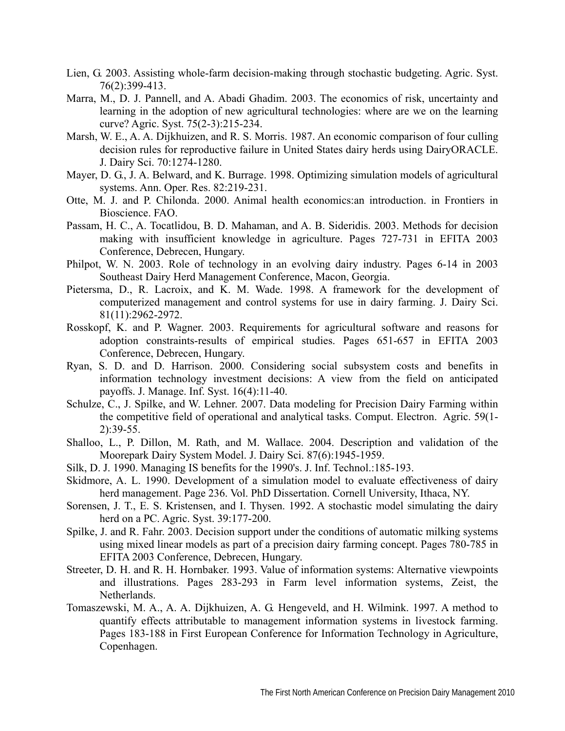Lien, G. 2003. Assisting whole-farm decision-making through stochastic budgeting. Agric. Syst. 76(2):399-413.

Marra, M., D. J. Pannell, and A. Abadi Ghadim. 2003. The economics of risk, uncertainty and learning in the adoption of new agricultural technologies: where are we on the learning curve? Agric. Syst. 75(2-3):215-234.

Marsh, W. E., A. A. Dijkhuizen, and R. S. Morris. 1987. An economic comparison of four culling decision rules for reproductive failure in United States dairy herds using DairyORACLE. J. Dairy Sci. 70:1274-1280.

Mayer, D. G., J. A. Belward, and K. Burrage. 1998. Optimizing simulation models of agricultural systems. Ann. Oper. Res. 82:219-231.

Otte, M. J. and P. Chilonda. 2000. Animal health economics:an introduction. in Frontiers in Bioscience. FAO.

Passam, H. C., A. Tocatlidou, B. D. Mahaman, and A. B. Sideridis. 2003. Methods for decision making with insufficient knowledge in agriculture. Pages 727-731 in EFITA 2003 Conference, Debrecen, Hungary.

Philpot, W. N. 2003. Role of technology in an evolving dairy industry. Pages 6-14 in 2003 Southeast Dairy Herd Management Conference, Macon, Georgia.

Pietersma, D., R. Lacroix, and K. M. Wade. 1998. A framework for the development of computerized management and control systems for use in dairy farming. J. Dairy Sci. 81(11):2962-2972.

Rosskopf, K. and P. Wagner. 2003. Requirements for agricultural software and reasons for adoption constraints-results of empirical studies. Pages 651-657 in EFITA 2003 Conference, Debrecen, Hungary.

Ryan, S. D. and D. Harrison. 2000. Considering social subsystem costs and benefits in information technology investment decisions: A view from the field on anticipated payoffs. J. Manage. Inf. Syst. 16(4):11-40.

Schulze, C., J. Spilke, and W. Lehner. 2007. Data modeling for Precision Dairy Farming within the competitive field of operational and analytical tasks. Comput. Electron. Agric. 59(1-2):39-55.

Shalloo, L., P. Dillon, M. Rath, and M. Wallace. 2004. Description and validation of the Moorepark Dairy System Model. J. Dairy Sci. 87(6):1945-1959.

Silk, D. J. 1990. Managing IS benefits for the 1990's. J. Inf. Technol.:185-193.

Skidmore, A. L. 1990. Development of a simulation model to evaluate effectiveness of dairy herd management. Page 236. Vol. PhD Dissertation. Cornell University, Ithaca, NY.

Sorensen, J. T., E. S. Kristensen, and I. Thysen. 1992. A stochastic model simulating the dairy herd on a PC. Agric. Syst. 39:177-200.

Spilke, J. and R. Fahr. 2003. Decision support under the conditions of automatic milking systems using mixed linear models as part of a precision dairy farming concept. Pages 780-785 in EFITA 2003 Conference, Debrecen, Hungary.

Streeter, D. H. and R. H. Hornbaker. 1993. Value of information systems: Alternative viewpoints and illustrations. Pages 283-293 in Farm level information systems, Zeist, the Netherlands.

Tomaszewski, M. A., A. A. Dijkhuizen, A. G. Hengeveld, and H. Wilmink. 1997. A method to quantify effects attributable to management information systems in livestock farming. Pages 183-188 in First European Conference for Information Technology in Agriculture, Copenhagen.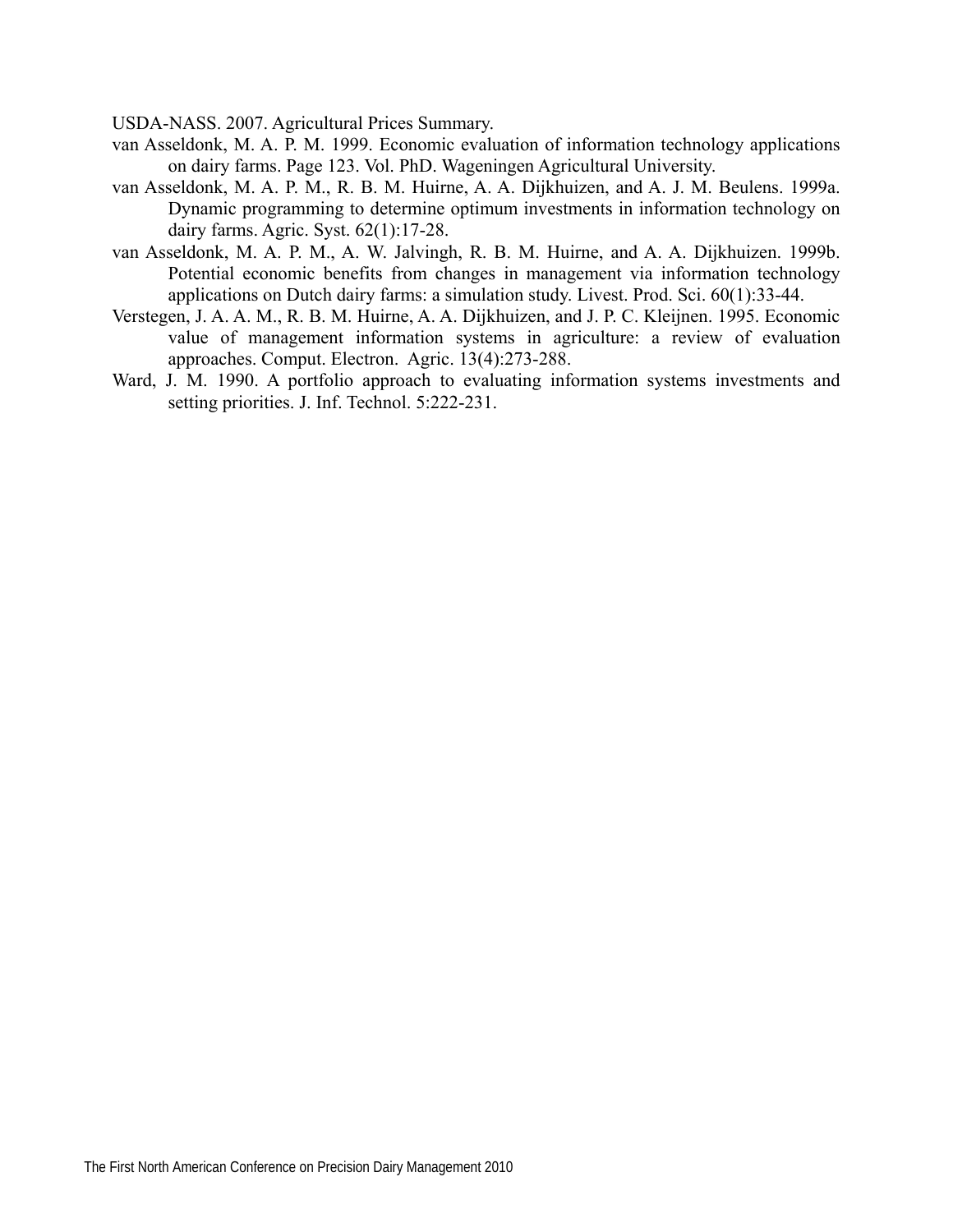USDA-NASS. 2007. Agricultural Prices Summary.

van Asseldonk, M. A. P. M. 1999. Economic evaluation of information technology applications on dairy farms. Page 123. Vol. PhD. Wageningen Agricultural University.

van Asseldonk, M. A. P. M., R. B. M. Huirne, A. A. Dijkhuizen, and A. J. M. Beulens. 1999a. Dynamic programming to determine optimum investments in information technology on dairy farms. Agric. Syst. 62(1):17-28.

van Asseldonk, M. A. P. M., A. W. Jalvingh, R. B. M. Huirne, and A. A. Dijkhuizen. 1999b. Potential economic benefits from changes in management via information technology applications on Dutch dairy farms: a simulation study. Livest. Prod. Sci. 60(1):33-44.

Verstegen, J. A. A. M., R. B. M. Huirne, A. A. Dijkhuizen, and J. P. C. Kleijnen. 1995. Economic value of management information systems in agriculture: a review of evaluation approaches. Comput. Electron. Agric. 13(4):273-288.

Ward, J. M. 1990. A portfolio approach to evaluating information systems investments and setting priorities. J. Inf. Technol. 5:222-231.